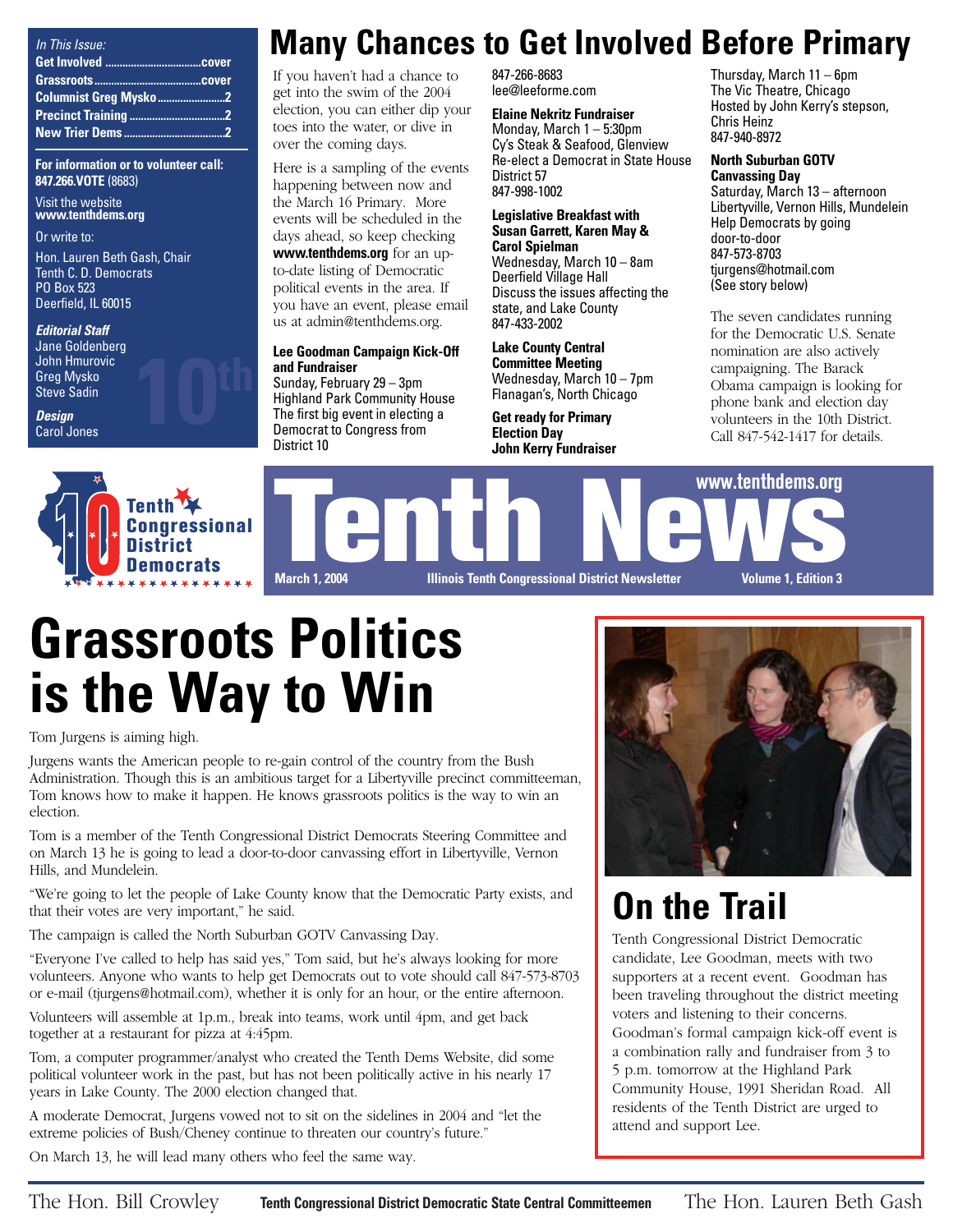*In This Issue:*

- **Get Involved** .................................cover
- **Grassroots** .....................................cover
- **Columnist Greg Mysko** .......................2
- **Precinct Training** .................................2
- **New Trier Dems** ...................................2

**For information or to volunteer call:**
**847.266.VOTE** (8683)

Visit the website
**www.tenthdems.org**

Or write to:

Hon. Lauren Beth Gash, Chair
Tenth C. D. Democrats
PO Box 523
Deerfield, IL 60015

***Editorial Staff***
Jane Goldenberg
John Hmurovic
Greg Mysko
Steve Sadin

***Design***
Carol Jones

# Many Chances to Get Involved Before Primary

If you haven't had a chance to get into the swim of the 2004 election, you can either dip your toes into the water, or dive in over the coming days.

Here is a sampling of the events happening between now and the March 16 Primary. More events will be scheduled in the days ahead, so keep checking **www.tenthdems.org** for an up-to-date listing of Democratic political events in the area. If you have an event, please email us at admin@tenthdems.org.

**Lee Goodman Campaign Kick-Off and Fundraiser**
Sunday, February 29 – 3pm
Highland Park Community House
The first big event in electing a Democrat to Congress from District 10
847-266-8683
lee@leeforme.com

**Elaine Nekritz Fundraiser**
Monday, March 1 – 5:30pm
Cy's Steak & Seafood, Glenview
Re-elect a Democrat in State House District 57
847-998-1002

**Legislative Breakfast with Susan Garrett, Karen May & Carol Spielman**
Wednesday, March 10 – 8am
Deerfield Village Hall
Discuss the issues affecting the state, and Lake County
847-433-2002

**Lake County Central Committee Meeting**
Wednesday, March 10 – 7pm
Flanagan's, North Chicago

**Get ready for Primary Election Day**
**John Kerry Fundraiser**
Thursday, March 11 – 6pm
The Vic Theatre, Chicago
Hosted by John Kerry's stepson, Chris Heinz
847-940-8972

**North Suburban GOTV Canvassing Day**
Saturday, March 13 – afternoon
Libertyville, Vernon Hills, Mundelein
Help Democrats by going door-to-door
847-573-8703
tjurgens@hotmail.com
(See story below)

The seven candidates running for the Democratic U.S. Senate nomination are also actively campaigning. The Barack Obama campaign is looking for phone bank and election day volunteers in the 10th District. Call 847-542-1417 for details.

Tenth Congressional District Democrats

# Tenth News

www.tenthdems.org

March 1, 2004 — Illinois Tenth Congressional District Newsletter — Volume 1, Edition 3

# Grassroots Politics is the Way to Win

Tom Jurgens is aiming high.

Jurgens wants the American people to re-gain control of the country from the Bush Administration. Though this is an ambitious target for a Libertyville precinct committeeman, Tom knows how to make it happen. He knows grassroots politics is the way to win an election.

Tom is a member of the Tenth Congressional District Democrats Steering Committee and on March 13 he is going to lead a door-to-door canvassing effort in Libertyville, Vernon Hills, and Mundelein.

"We're going to let the people of Lake County know that the Democratic Party exists, and that their votes are very important," he said.

The campaign is called the North Suburban GOTV Canvassing Day.

"Everyone I've called to help has said yes," Tom said, but he's always looking for more volunteers. Anyone who wants to help get Democrats out to vote should call 847-573-8703 or e-mail (tjurgens@hotmail.com), whether it is only for an hour, or the entire afternoon.

Volunteers will assemble at 1p.m., break into teams, work until 4pm, and get back together at a restaurant for pizza at 4:45pm.

Tom, a computer programmer/analyst who created the Tenth Dems Website, did some political volunteer work in the past, but has not been politically active in his nearly 17 years in Lake County. The 2000 election changed that.

A moderate Democrat, Jurgens vowed not to sit on the sidelines in 2004 and "let the extreme policies of Bush/Cheney continue to threaten our country's future."

On March 13, he will lead many others who feel the same way.

## On the Trail

Tenth Congressional District Democratic candidate, Lee Goodman, meets with two supporters at a recent event. Goodman has been traveling throughout the district meeting voters and listening to their concerns. Goodman's formal campaign kick-off event is a combination rally and fundraiser from 3 to 5 p.m. tomorrow at the Highland Park Community House, 1991 Sheridan Road. All residents of the Tenth District are urged to attend and support Lee.

The Hon. Bill Crowley — **Tenth Congressional District Democratic State Central Committeemen** — The Hon. Lauren Beth Gash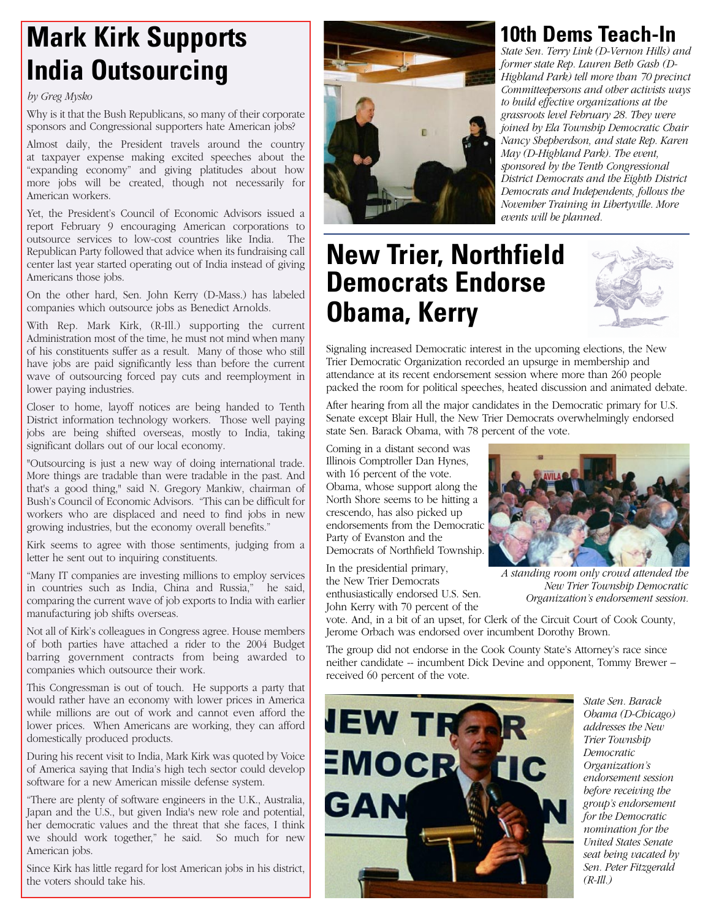# Mark Kirk Supports India Outsourcing

*by Greg Mysko*

Why is it that the Bush Republicans, so many of their corporate sponsors and Congressional supporters hate American jobs?

Almost daily, the President travels around the country at taxpayer expense making excited speeches about the "expanding economy" and giving platitudes about how more jobs will be created, though not necessarily for American workers.

Yet, the President's Council of Economic Advisors issued a report February 9 encouraging American corporations to outsource services to low-cost countries like India. The Republican Party followed that advice when its fundraising call center last year started operating out of India instead of giving Americans those jobs.

On the other hard, Sen. John Kerry (D-Mass.) has labeled companies which outsource jobs as Benedict Arnolds.

With Rep. Mark Kirk, (R-Ill.) supporting the current Administration most of the time, he must not mind when many of his constituents suffer as a result. Many of those who still have jobs are paid significantly less than before the current wave of outsourcing forced pay cuts and reemployment in lower paying industries.

Closer to home, layoff notices are being handed to Tenth District information technology workers. Those well paying jobs are being shifted overseas, mostly to India, taking significant dollars out of our local economy.

"Outsourcing is just a new way of doing international trade. More things are tradable than were tradable in the past. And that's a good thing," said N. Gregory Mankiw, chairman of Bush's Council of Economic Advisors. "This can be difficult for workers who are displaced and need to find jobs in new growing industries, but the economy overall benefits."

Kirk seems to agree with those sentiments, judging from a letter he sent out to inquiring constituents.

"Many IT companies are investing millions to employ services in countries such as India, China and Russia," he said, comparing the current wave of job exports to India with earlier manufacturing job shifts overseas.

Not all of Kirk's colleagues in Congress agree. House members of both parties have attached a rider to the 2004 Budget barring government contracts from being awarded to companies which outsource their work.

This Congressman is out of touch. He supports a party that would rather have an economy with lower prices in America while millions are out of work and cannot even afford the lower prices. When Americans are working, they can afford domestically produced products.

During his recent visit to India, Mark Kirk was quoted by Voice of America saying that India's high tech sector could develop software for a new American missile defense system.

"There are plenty of software engineers in the U.K., Australia, Japan and the U.S., but given India's new role and potential, her democratic values and the threat that she faces, I think we should work together," he said. So much for new American jobs.

Since Kirk has little regard for lost American jobs in his district, the voters should take his.

# 10th Dems Teach-In

*State Sen. Terry Link (D-Vernon Hills) and former state Rep. Lauren Beth Gash (D-Highland Park) tell more than 70 precinct Committeepersons and other activists ways to build effective organizations at the grassroots level February 28. They were joined by Ela Township Democratic Chair Nancy Shepherdson, and state Rep. Karen May (D-Highland Park). The event, sponsored by the Tenth Congressional District Democrats and the Eighth District Democrats and Independents, follows the November Training in Libertyville. More events will be planned.*

# New Trier, Northfield Democrats Endorse Obama, Kerry

Signaling increased Democratic interest in the upcoming elections, the New Trier Democratic Organization recorded an upsurge in membership and attendance at its recent endorsement session where more than 260 people packed the room for political speeches, heated discussion and animated debate.

After hearing from all the major candidates in the Democratic primary for U.S. Senate except Blair Hull, the New Trier Democrats overwhelmingly endorsed state Sen. Barack Obama, with 78 percent of the vote.

Coming in a distant second was Illinois Comptroller Dan Hynes, with 16 percent of the vote. Obama, whose support along the North Shore seems to be hitting a crescendo, has also picked up endorsements from the Democratic Party of Evanston and the Democrats of Northfield Township.

*A standing room only crowd attended the New Trier Township Democratic Organization's endorsement session.*

In the presidential primary, the New Trier Democrats enthusiastically endorsed U.S. Sen. John Kerry with 70 percent of the vote. And, in a bit of an upset, for Clerk of the Circuit Court of Cook County, Jerome Orbach was endorsed over incumbent Dorothy Brown.

The group did not endorse in the Cook County State's Attorney's race since neither candidate -- incumbent Dick Devine and opponent, Tommy Brewer – received 60 percent of the vote.

*State Sen. Barack Obama (D-Chicago) addresses the New Trier Township Democratic Organization's endorsement session before receiving the group's endorsement for the Democratic nomination for the United States Senate seat being vacated by Sen. Peter Fitzgerald (R-Ill.)*